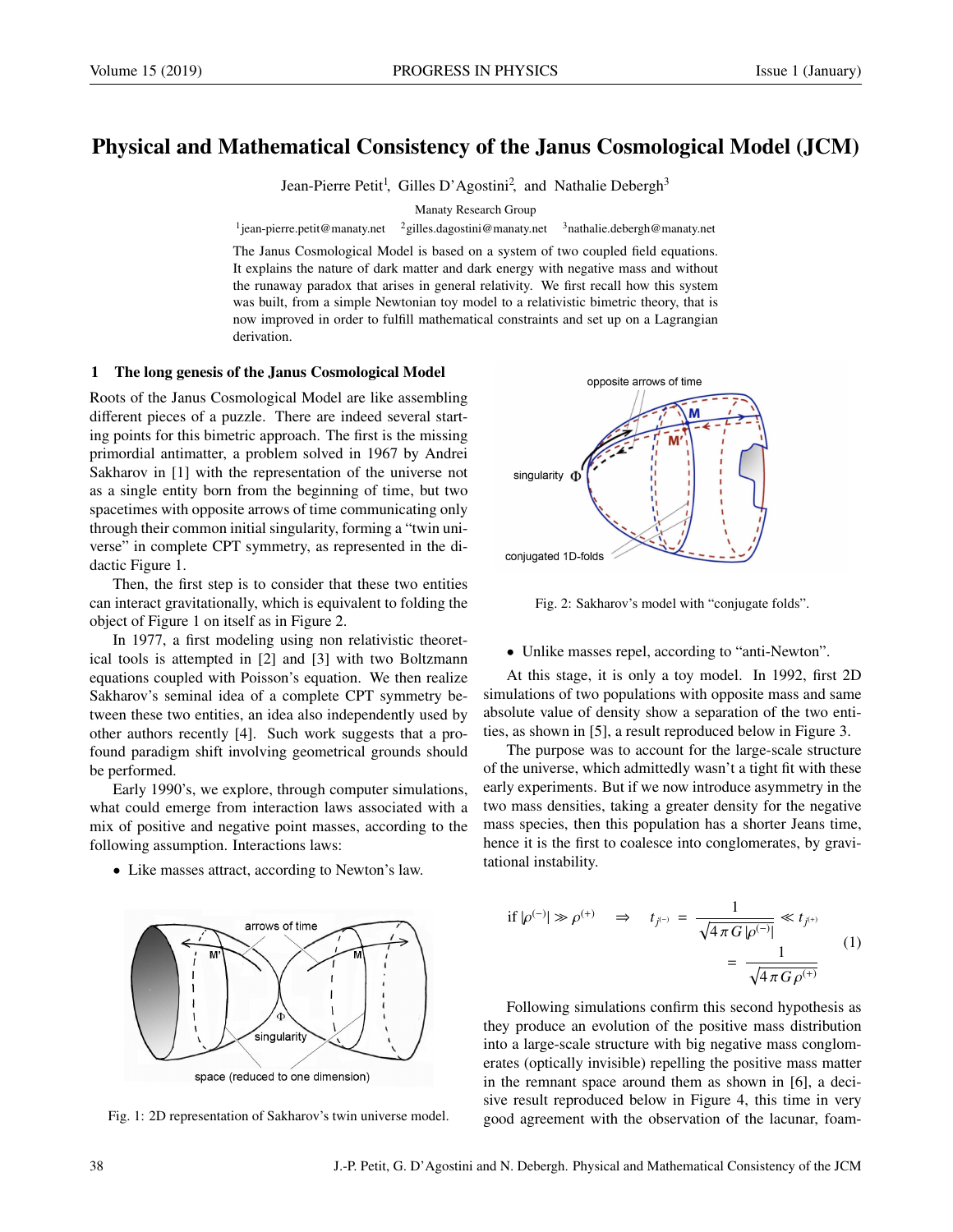# Physical and Mathematical Consistency of the Janus Cosmological Model (JCM)

Jean-Pierre Petit[1], Gilles D'Agostini[2], and Nathalie Debergh[3]

Manaty Research Group

[1]jean-pierre.petit@manaty.net [2]gilles.dagostini@manaty.net [3]nathalie.debergh@manaty.net

The Janus Cosmological Model is based on a system of two coupled field equations. It explains the nature of dark matter and dark energy with negative mass and without the runaway paradox that arises in general relativity. We first recall how this system was built, from a simple Newtonian toy model to a relativistic bimetric theory, that is now improved in order to fulfill mathematical constraints and set up on a Lagrangian derivation.

## 1 The long genesis of the Janus Cosmological Model

Roots of the Janus Cosmological Model are like assembling different pieces of a puzzle. There are indeed several starting points for this bimetric approach. The first is the missing primordial antimatter, a problem solved in 1967 by Andrei Sakharov in [1] with the representation of the universe not as a single entity born from the beginning of time, but two spacetimes with opposite arrows of time communicating only through their common initial singularity, forming a "twin universe" in complete CPT symmetry, as represented in the didactic Figure 1.

Then, the first step is to consider that these two entities can interact gravitationally, which is equivalent to folding the object of Figure 1 on itself as in Figure 2.

In 1977, a first modeling using non relativistic theoretical tools is attempted in [2] and [3] with two Boltzmann equations coupled with Poisson's equation. We then realize Sakharov's seminal idea of a complete CPT symmetry between these two entities, an idea also independently used by other authors recently [4]. Such work suggests that a profound paradigm shift involving geometrical grounds should be performed.

Early 1990's, we explore, through computer simulations, what could emerge from interaction laws associated with a mix of positive and negative point masses, according to the following assumption. Interactions laws:

- Like masses attract, according to Newton's law.

Fig. 1: 2D representation of Sakharov's twin universe model.

Fig. 2: Sakharov's model with "conjugate folds".

- Unlike masses repel, according to "anti-Newton".

At this stage, it is only a toy model. In 1992, first 2D simulations of two populations with opposite mass and same absolute value of density show a separation of the two entities, as shown in [5], a result reproduced below in Figure 3.

The purpose was to account for the large-scale structure of the universe, which admittedly wasn't a tight fit with these early experiments. But if we now introduce asymmetry in the two mass densities, taking a greater density for the negative mass species, then this population has a shorter Jeans time, hence it is the first to coalesce into conglomerates, by gravitational instability.

$$\text{if } |\rho^{(-)}| \gg \rho^{(+)} \quad \Rightarrow \quad t_{j^{(-)}} = \frac{1}{\sqrt{4\pi G\,|\rho^{(-)}|}} \ll t_{j^{(+)}} = \frac{1}{\sqrt{4\pi G\,\rho^{(+)}}} \tag{1}$$

Following simulations confirm this second hypothesis as they produce an evolution of the positive mass distribution into a large-scale structure with big negative mass conglomerates (optically invisible) repelling the positive mass matter in the remnant space around them as shown in [6], a decisive result reproduced below in Figure 4, this time in very good agreement with the observation of the lacunar, foam-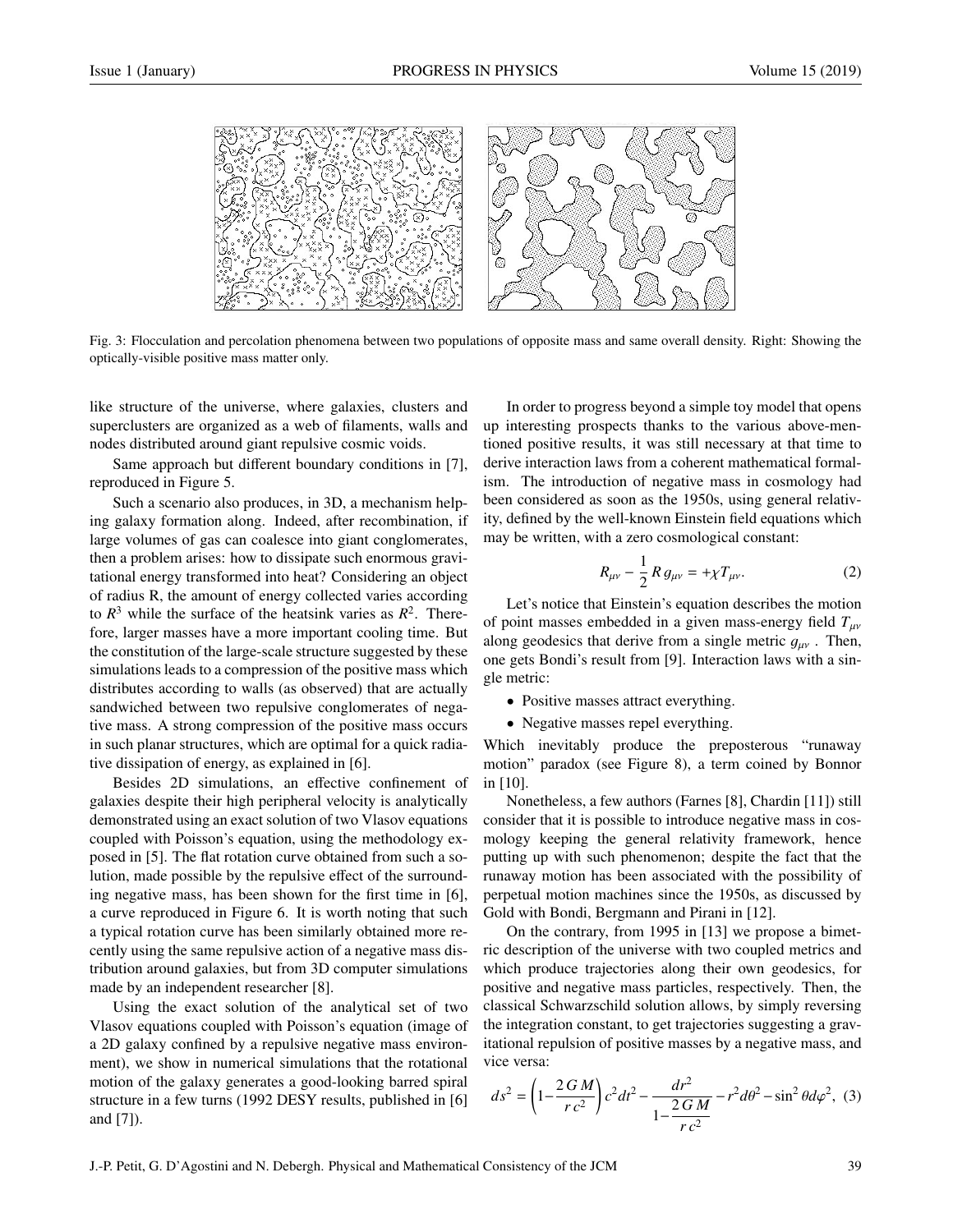Fig. 3: Flocculation and percolation phenomena between two populations of opposite mass and same overall density. Right: Showing the optically-visible positive mass matter only.

like structure of the universe, where galaxies, clusters and superclusters are organized as a web of filaments, walls and nodes distributed around giant repulsive cosmic voids.

Same approach but different boundary conditions in [7], reproduced in Figure 5.

Such a scenario also produces, in 3D, a mechanism helping galaxy formation along. Indeed, after recombination, if large volumes of gas can coalesce into giant conglomerates, then a problem arises: how to dissipate such enormous gravitational energy transformed into heat? Considering an object of radius R, the amount of energy collected varies according to $R^3$ while the surface of the heatsink varies as $R^2$. Therefore, larger masses have a more important cooling time. But the constitution of the large-scale structure suggested by these simulations leads to a compression of the positive mass which distributes according to walls (as observed) that are actually sandwiched between two repulsive conglomerates of negative mass. A strong compression of the positive mass occurs in such planar structures, which are optimal for a quick radiative dissipation of energy, as explained in [6].

Besides 2D simulations, an effective confinement of galaxies despite their high peripheral velocity is analytically demonstrated using an exact solution of two Vlasov equations coupled with Poisson's equation, using the methodology exposed in [5]. The flat rotation curve obtained from such a solution, made possible by the repulsive effect of the surrounding negative mass, has been shown for the first time in [6], a curve reproduced in Figure 6. It is worth noting that such a typical rotation curve has been similarly obtained more recently using the same repulsive action of a negative mass distribution around galaxies, but from 3D computer simulations made by an independent researcher [8].

Using the exact solution of the analytical set of two Vlasov equations coupled with Poisson's equation (image of a 2D galaxy confined by a repulsive negative mass environment), we show in numerical simulations that the rotational motion of the galaxy generates a good-looking barred spiral structure in a few turns (1992 DESY results, published in [6] and [7]).

In order to progress beyond a simple toy model that opens up interesting prospects thanks to the various above-mentioned positive results, it was still necessary at that time to derive interaction laws from a coherent mathematical formalism. The introduction of negative mass in cosmology had been considered as soon as the 1950s, using general relativity, defined by the well-known Einstein field equations which may be written, with a zero cosmological constant:

$$R_{\mu\nu} - \frac{1}{2} R\, g_{\mu\nu} = +\chi T_{\mu\nu}. \tag{2}$$

Let's notice that Einstein's equation describes the motion of point masses embedded in a given mass-energy field $T_{\mu\nu}$ along geodesics that derive from a single metric $g_{\mu\nu}$ . Then, one gets Bondi's result from [9]. Interaction laws with a single metric:

- Positive masses attract everything.
- Negative masses repel everything.

Which inevitably produce the preposterous "runaway motion" paradox (see Figure 8), a term coined by Bonnor in [10].

Nonetheless, a few authors (Farnes [8], Chardin [11]) still consider that it is possible to introduce negative mass in cosmology keeping the general relativity framework, hence putting up with such phenomenon; despite the fact that the runaway motion has been associated with the possibility of perpetual motion machines since the 1950s, as discussed by Gold with Bondi, Bergmann and Pirani in [12].

On the contrary, from 1995 in [13] we propose a bimetric description of the universe with two coupled metrics and which produce trajectories along their own geodesics, for positive and negative mass particles, respectively. Then, the classical Schwarzschild solution allows, by simply reversing the integration constant, to get trajectories suggesting a gravitational repulsion of positive masses by a negative mass, and vice versa:

$$ds^2 = \left(1 - \frac{2\,G\,M}{r\,c^2}\right) c^2 dt^2 - \frac{dr^2}{1 - \dfrac{2\,G\,M}{r\,c^2}} - r^2 d\theta^2 - \sin^2\theta d\varphi^2, \tag{3}$$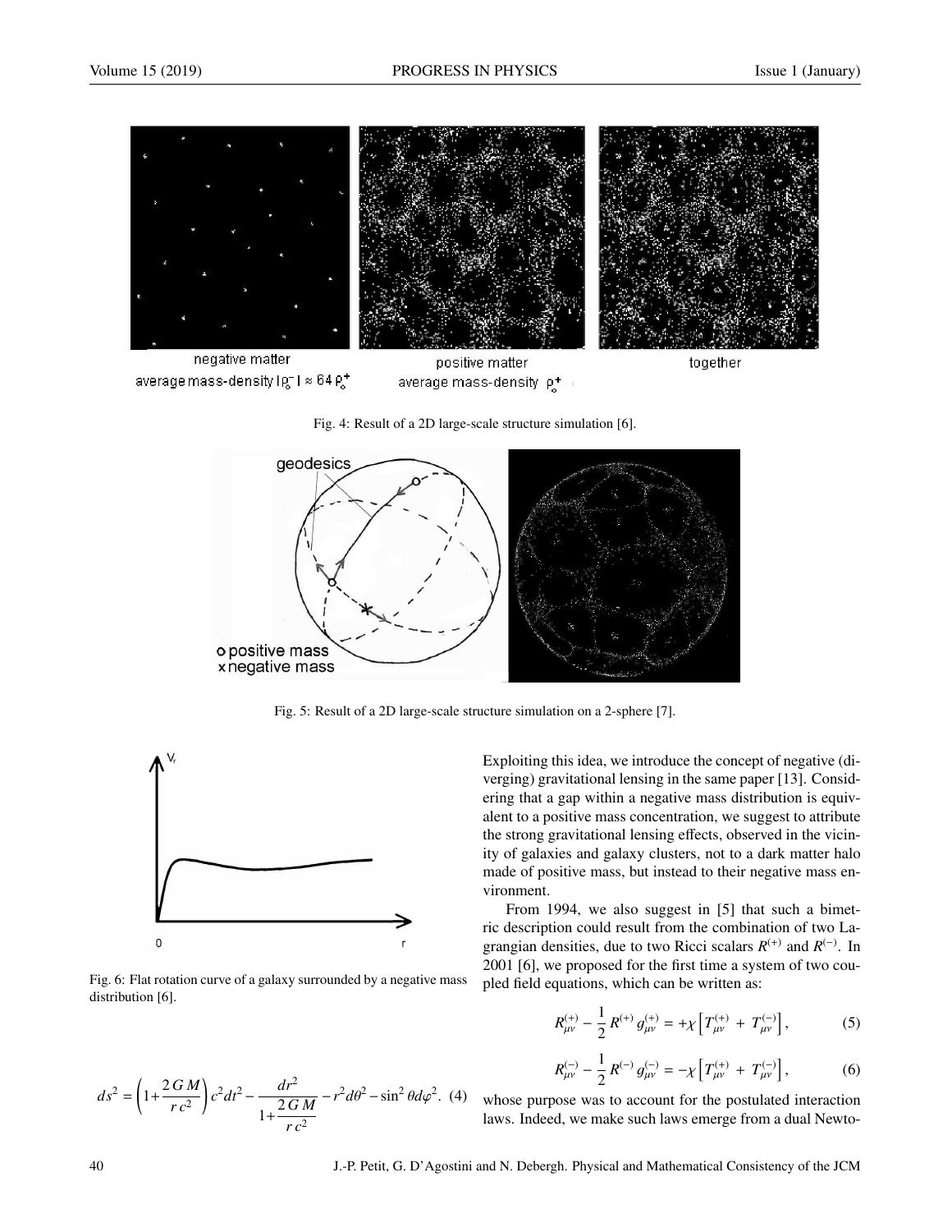negative matter
average mass-density $|\rho_o^-| \approx 64\, \rho_o^+$

positive matter
average mass-density $\rho_o^+$

together

Fig. 4: Result of a 2D large-scale structure simulation [6].

geodesics

o positive mass
x negative mass

Fig. 5: Result of a 2D large-scale structure simulation on a 2-sphere [7].

Fig. 6: Flat rotation curve of a galaxy surrounded by a negative mass distribution [6].

$$ds^2 = \left(1+\frac{2\,G\,M}{r\,c^2}\right)c^2dt^2 - \frac{dr^2}{1+\dfrac{2\,G\,M}{r\,c^2}} - r^2d\theta^2 - \sin^2\theta d\varphi^2. \quad (4)$$

Exploiting this idea, we introduce the concept of negative (diverging) gravitational lensing in the same paper [13]. Considering that a gap within a negative mass distribution is equivalent to a positive mass concentration, we suggest to attribute the strong gravitational lensing effects, observed in the vicinity of galaxies and galaxy clusters, not to a dark matter halo made of positive mass, but instead to their negative mass environment.

From 1994, we also suggest in [5] that such a bimetric description could result from the combination of two Lagrangian densities, due to two Ricci scalars $R^{(+)}$ and $R^{(-)}$. In 2001 [6], we proposed for the first time a system of two coupled field equations, which can be written as:

$$R^{(+)}_{\mu\nu} - \frac{1}{2}\,R^{(+)}\,g^{(+)}_{\mu\nu} = +\chi\left[T^{(+)}_{\mu\nu} + T^{(-)}_{\mu\nu}\right], \quad (5)$$

$$R^{(-)}_{\mu\nu} - \frac{1}{2}\,R^{(-)}\,g^{(-)}_{\mu\nu} = -\chi\left[T^{(+)}_{\mu\nu} + T^{(-)}_{\mu\nu}\right], \quad (6)$$

whose purpose was to account for the postulated interaction laws. Indeed, we make such laws emerge from a dual Newto-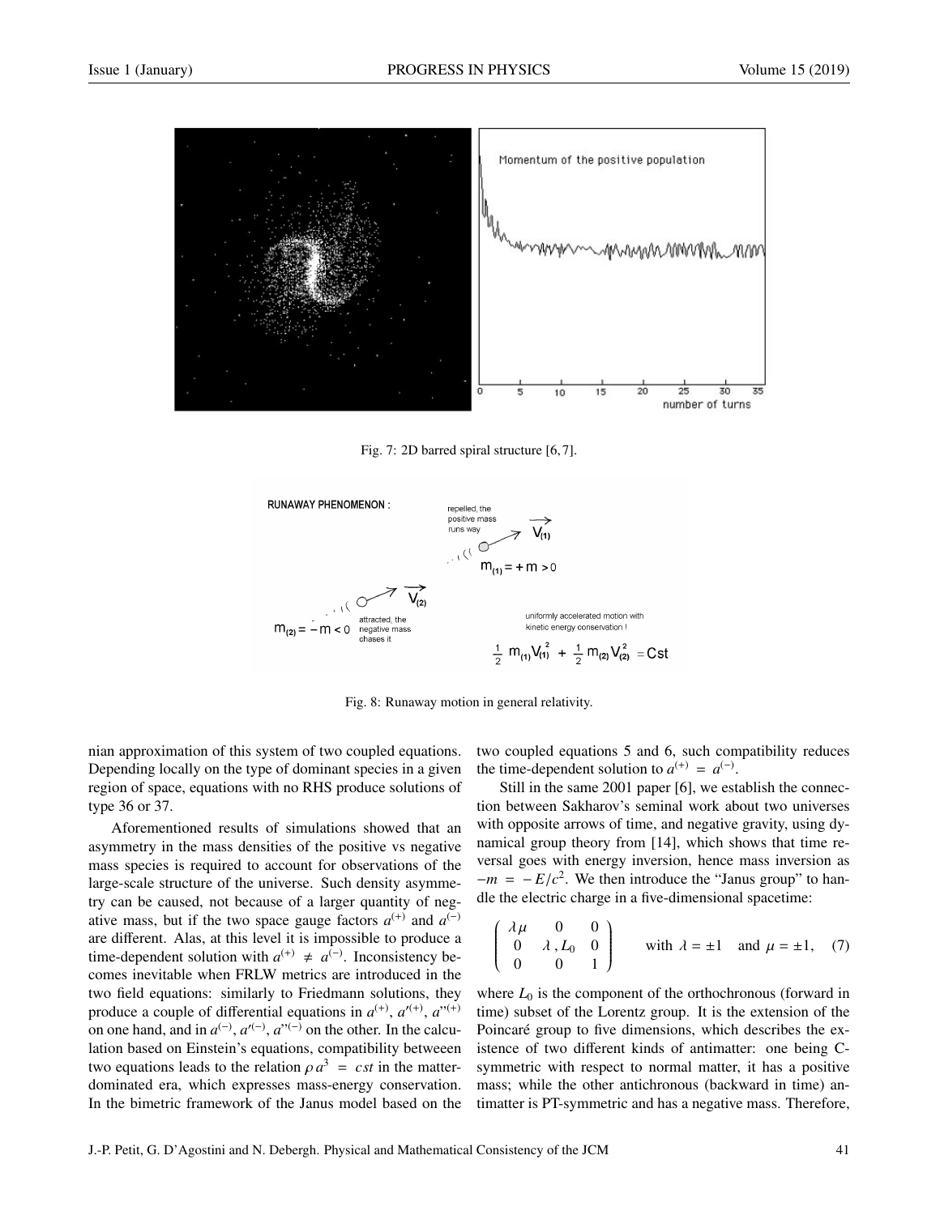Fig. 7: 2D barred spiral structure [6, 7].

Fig. 8: Runaway motion in general relativity.

nian approximation of this system of two coupled equations. Depending locally on the type of dominant species in a given region of space, equations with no RHS produce solutions of type 36 or 37.

Aforementioned results of simulations showed that an asymmetry in the mass densities of the positive vs negative mass species is required to account for observations of the large-scale structure of the universe. Such density asymmetry can be caused, not because of a larger quantity of negative mass, but if the two space gauge factors $a^{(+)}$ and $a^{(-)}$ are different. Alas, at this level it is impossible to produce a time-dependent solution with $a^{(+)} \neq a^{(-)}$. Inconsistency becomes inevitable when FRLW metrics are introduced in the two field equations: similarly to Friedmann solutions, they produce a couple of differential equations in $a^{(+)}$, $a'^{(+)}$, $a''^{(+)}$ on one hand, and in $a^{(-)}$, $a'^{(-)}$, $a''^{(-)}$ on the other. In the calculation based on Einstein's equations, compatibility betweeen two equations leads to the relation $\rho\, a^3 = cst$ in the matter-dominated era, which expresses mass-energy conservation. In the bimetric framework of the Janus model based on the two coupled equations 5 and 6, such compatibility reduces the time-dependent solution to $a^{(+)} = a^{(-)}$.

Still in the same 2001 paper [6], we establish the connection between Sakharov's seminal work about two universes with opposite arrows of time, and negative gravity, using dynamical group theory from [14], which shows that time reversal goes with energy inversion, hence mass inversion as $-m = -E/c^2$. We then introduce the "Janus group" to handle the electric charge in a five-dimensional spacetime:

$$\begin{pmatrix} \lambda\mu & 0 & 0 \\ 0 & \lambda\,, L_0 & 0 \\ 0 & 0 & 1 \end{pmatrix} \quad \text{with } \lambda = \pm 1 \quad \text{and } \mu = \pm 1, \tag{7}$$

where $L_0$ is the component of the orthochronous (forward in time) subset of the Lorentz group. It is the extension of the Poincaré group to five dimensions, which describes the existence of two different kinds of antimatter: one being C-symmetric with respect to normal matter, it has a positive mass; while the other antichronous (backward in time) antimatter is PT-symmetric and has a negative mass. Therefore,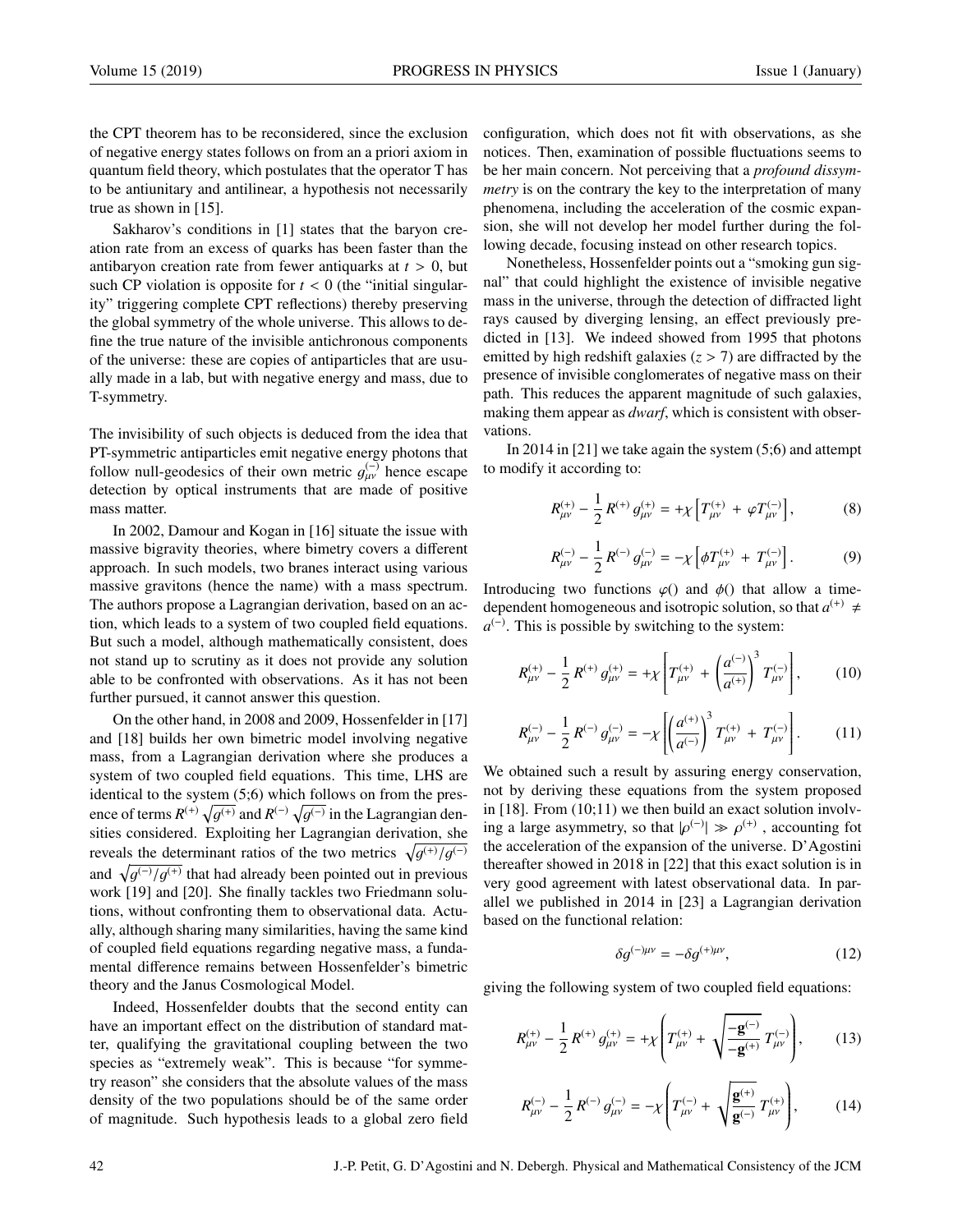the CPT theorem has to be reconsidered, since the exclusion of negative energy states follows on from an a priori axiom in quantum field theory, which postulates that the operator T has to be antiunitary and antilinear, a hypothesis not necessarily true as shown in [15].

Sakharov's conditions in [1] states that the baryon creation rate from an excess of quarks has been faster than the antibaryon creation rate from fewer antiquarks at $t > 0$, but such CP violation is opposite for $t < 0$ (the "initial singularity" triggering complete CPT reflections) thereby preserving the global symmetry of the whole universe. This allows to define the true nature of the invisible antichronous components of the universe: these are copies of antiparticles that are usually made in a lab, but with negative energy and mass, due to T-symmetry.

The invisibility of such objects is deduced from the idea that PT-symmetric antiparticles emit negative energy photons that follow null-geodesics of their own metric $g^{(-)}_{\mu\nu}$ hence escape detection by optical instruments that are made of positive mass matter.

In 2002, Damour and Kogan in [16] situate the issue with massive bigravity theories, where bimetry covers a different approach. In such models, two branes interact using various massive gravitons (hence the name) with a mass spectrum. The authors propose a Lagrangian derivation, based on an action, which leads to a system of two coupled field equations. But such a model, although mathematically consistent, does not stand up to scrutiny as it does not provide any solution able to be confronted with observations. As it has not been further pursued, it cannot answer this question.

On the other hand, in 2008 and 2009, Hossenfelder in [17] and [18] builds her own bimetric model involving negative mass, from a Lagrangian derivation where she produces a system of two coupled field equations. This time, LHS are identical to the system (5;6) which follows on from the presence of terms $R^{(+)}\sqrt{g^{(+)}}$ and $R^{(-)}\sqrt{g^{(-)}}$ in the Lagrangian densities considered. Exploiting her Lagrangian derivation, she reveals the determinant ratios of the two metrics $\sqrt{g^{(+)}/g^{(-)}}$ and $\sqrt{g^{(-)}/g^{(+)}}$ that had already been pointed out in previous work [19] and [20]. She finally tackles two Friedmann solutions, without confronting them to observational data. Actually, although sharing many similarities, having the same kind of coupled field equations regarding negative mass, a fundamental difference remains between Hossenfelder's bimetric theory and the Janus Cosmological Model.

Indeed, Hossenfelder doubts that the second entity can have an important effect on the distribution of standard matter, qualifying the gravitational coupling between the two species as "extremely weak". This is because "for symmetry reason" she considers that the absolute values of the mass density of the two populations should be of the same order of magnitude. Such hypothesis leads to a global zero field configuration, which does not fit with observations, as she notices. Then, examination of possible fluctuations seems to be her main concern. Not perceiving that a *profound dissymmetry* is on the contrary the key to the interpretation of many phenomena, including the acceleration of the cosmic expansion, she will not develop her model further during the following decade, focusing instead on other research topics.

Nonetheless, Hossenfelder points out a "smoking gun signal" that could highlight the existence of invisible negative mass in the universe, through the detection of diffracted light rays caused by diverging lensing, an effect previously predicted in [13]. We indeed showed from 1995 that photons emitted by high redshift galaxies ($z > 7$) are diffracted by the presence of invisible conglomerates of negative mass on their path. This reduces the apparent magnitude of such galaxies, making them appear as *dwarf*, which is consistent with observations.

In 2014 in [21] we take again the system (5;6) and attempt to modify it according to:

$$R^{(+)}_{\mu\nu} - \frac{1}{2}R^{(+)}g^{(+)}_{\mu\nu} = +\chi\left[T^{(+)}_{\mu\nu} + \varphi T^{(-)}_{\mu\nu}\right], \tag{8}$$

$$R^{(-)}_{\mu\nu} - \frac{1}{2}R^{(-)}g^{(-)}_{\mu\nu} = -\chi\left[\phi T^{(+)}_{\mu\nu} + T^{(-)}_{\mu\nu}\right]. \tag{9}$$

Introducing two functions $\varphi()$ and $\phi()$ that allow a time-dependent homogeneous and isotropic solution, so that $a^{(+)} \neq a^{(-)}$. This is possible by switching to the system:

$$R^{(+)}_{\mu\nu} - \frac{1}{2}R^{(+)}g^{(+)}_{\mu\nu} = +\chi\left[T^{(+)}_{\mu\nu} + \left(\frac{a^{(-)}}{a^{(+)}}\right)^3 T^{(-)}_{\mu\nu}\right], \tag{10}$$

$$R^{(-)}_{\mu\nu} - \frac{1}{2}R^{(-)}g^{(-)}_{\mu\nu} = -\chi\left[\left(\frac{a^{(+)}}{a^{(-)}}\right)^3 T^{(+)}_{\mu\nu} + T^{(-)}_{\mu\nu}\right]. \tag{11}$$

We obtained such a result by assuring energy conservation, not by deriving these equations from the system proposed in [18]. From (10;11) we then build an exact solution involving a large asymmetry, so that $|\rho^{(-)}| \gg \rho^{(+)}$ , accounting fot the acceleration of the expansion of the universe. D'Agostini thereafter showed in 2018 in [22] that this exact solution is in very good agreement with latest observational data. In parallel we published in 2014 in [23] a Lagrangian derivation based on the functional relation:

$$\delta g^{(-)\mu\nu} = -\delta g^{(+)\mu\nu}, \tag{12}$$

giving the following system of two coupled field equations:

$$R^{(+)}_{\mu\nu} - \frac{1}{2}R^{(+)}g^{(+)}_{\mu\nu} = +\chi\left(T^{(+)}_{\mu\nu} + \sqrt{\frac{-\mathbf{g}^{(-)}}{-\mathbf{g}^{(+)}}}\,T^{(-)}_{\mu\nu}\right), \tag{13}$$

$$R^{(-)}_{\mu\nu} - \frac{1}{2}R^{(-)}g^{(-)}_{\mu\nu} = -\chi\left(T^{(-)}_{\mu\nu} + \sqrt{\frac{\mathbf{g}^{(+)}}{\mathbf{g}^{(-)}}}\,T^{(+)}_{\mu\nu}\right), \tag{14}$$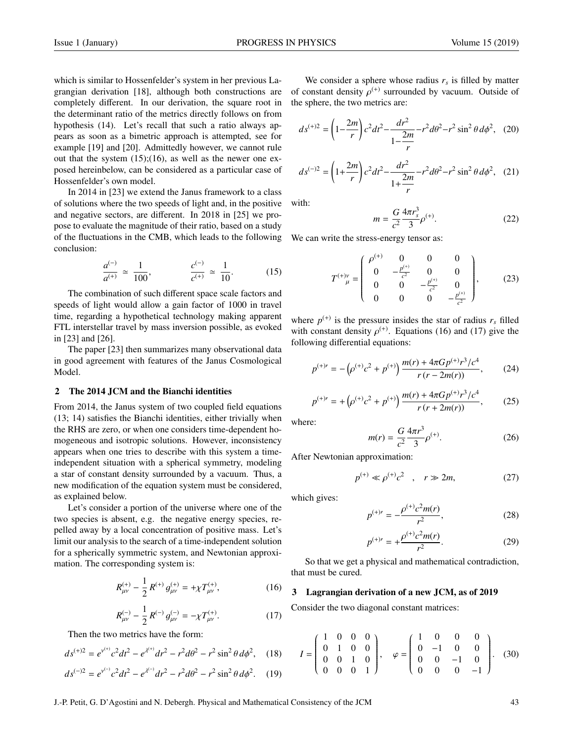which is similar to Hossenfelder's system in her previous Lagrangian derivation [18], although both constructions are completely different. In our derivation, the square root in the determinant ratio of the metrics directly follows on from hypothesis (14). Let's recall that such a ratio always appears as soon as a bimetric approach is attempted, see for example [19] and [20]. Admittedly however, we cannot rule out that the system (15);(16), as well as the newer one exposed hereinbelow, can be considered as a particular case of Hossenfelder's own model.

In 2014 in [23] we extend the Janus framework to a class of solutions where the two speeds of light and, in the positive and negative sectors, are different. In 2018 in [25] we propose to evaluate the magnitude of their ratio, based on a study of the fluctuations in the CMB, which leads to the following conclusion:

$$\frac{a^{(-)}}{a^{(+)}} \simeq \frac{1}{100}, \qquad \frac{c^{(-)}}{c^{(+)}} \simeq \frac{1}{10}. \tag{15}$$

The combination of such different space scale factors and speeds of light would allow a gain factor of 1000 in travel time, regarding a hypothetical technology making apparent FTL interstellar travel by mass inversion possible, as evoked in [23] and [26].

The paper [23] then summarizes many observational data in good agreement with features of the Janus Cosmological Model.

## 2 The 2014 JCM and the Bianchi identities

From 2014, the Janus system of two coupled field equations (13; 14) satisfies the Bianchi identities, either trivially when the RHS are zero, or when one considers time-dependent homogeneous and isotropic solutions. However, inconsistency appears when one tries to describe with this system a time-independent situation with a spherical symmetry, modeling a star of constant density surrounded by a vacuum. Thus, a new modification of the equation system must be considered, as explained below.

Let's consider a portion of the universe where one of the two species is absent, e.g. the negative energy species, repelled away by a local concentration of positive mass. Let's limit our analysis to the search of a time-independent solution for a spherically symmetric system, and Newtonian approximation. The corresponding system is:

$$R^{(+)}_{\mu\nu} - \frac{1}{2}\, R^{(+)}\, g^{(+)}_{\mu\nu} = +\chi T^{(+)}_{\mu\nu}, \tag{16}$$

$$R^{(-)}_{\mu\nu} - \frac{1}{2}\, R^{(-)}\, g^{(-)}_{\mu\nu} = -\chi T^{(+)}_{\mu\nu}. \tag{17}$$

Then the two metrics have the form:

$$ds^{(+)2} = e^{\nu^{(+)}} c^2 dt^2 - e^{\lambda^{(+)}} dr^2 - r^2 d\theta^2 - r^2 \sin^2\theta\, d\phi^2, \tag{18}$$

$$ds^{(-)2} = e^{\nu^{(-)}} c^2 dt^2 - e^{\lambda^{(-)}} dr^2 - r^2 d\theta^2 - r^2 \sin^2\theta\, d\phi^2. \tag{19}$$

We consider a sphere whose radius $r_s$ is filled by matter of constant density $\rho^{(+)}$ surrounded by vacuum. Outside of the sphere, the two metrics are:

$$ds^{(+)2} = \left(1 - \frac{2m}{r}\right) c^2 dt^2 - \frac{dr^2}{1 - \dfrac{2m}{r}} - r^2 d\theta^2 - r^2 \sin^2\theta\, d\phi^2, \tag{20}$$

$$ds^{(-)2} = \left(1 + \frac{2m}{r}\right) c^2 dt^2 - \frac{dr^2}{1 + \dfrac{2m}{r}} - r^2 d\theta^2 - r^2 \sin^2\theta\, d\phi^2, \tag{21}$$

with:

$$m = \frac{G}{c^2} \frac{4\pi r_s^3}{3} \rho^{(+)}. \tag{22}$$

We can write the stress-energy tensor as:

$$T^{(+)\nu}_{\ \ \mu} = \begin{pmatrix} \rho^{(+)} & 0 & 0 & 0 \\ 0 & -\frac{p^{(+)}}{c^2} & 0 & 0 \\ 0 & 0 & -\frac{p^{(+)}}{c^2} & 0 \\ 0 & 0 & 0 & -\frac{p^{(+)}}{c^2} \end{pmatrix}, \tag{23}$$

where $p^{(+)}$ is the pressure insides the star of radius $r_s$ filled with constant density $\rho^{(+)}$. Equations (16) and (17) give the following differential equations:

$$p^{(+)\prime} = -\left(\rho^{(+)} c^2 + p^{(+)}\right) \frac{m(r) + 4\pi G p^{(+)} r^3 / c^4}{r\,(r - 2m(r))}, \tag{24}$$

$$p^{(+)\prime} = +\left(\rho^{(+)} c^2 + p^{(+)}\right) \frac{m(r) + 4\pi G p^{(+)} r^3 / c^4}{r\,(r + 2m(r))}, \tag{25}$$

where:

$$m(r) = \frac{G}{c^2} \frac{4\pi r^3}{3} \rho^{(+)}. \tag{26}$$

After Newtonian approximation:

$$p^{(+)} \ll \rho^{(+)} c^2 \quad , \quad r \gg 2m, \tag{27}$$

which gives:

$$p^{(+)\prime} = -\frac{\rho^{(+)} c^2 m(r)}{r^2}, \tag{28}$$

$$p^{(+)\prime} = +\frac{\rho^{(+)} c^2 m(r)}{r^2}. \tag{29}$$

So that we get a physical and mathematical contradiction, that must be cured.

## 3 Lagrangian derivation of a new JCM, as of 2019

Consider the two diagonal constant matrices:

$$I = \begin{pmatrix} 1 & 0 & 0 & 0 \\ 0 & 1 & 0 & 0 \\ 0 & 0 & 1 & 0 \\ 0 & 0 & 0 & 1 \end{pmatrix}, \quad \varphi = \begin{pmatrix} 1 & 0 & 0 & 0 \\ 0 & -1 & 0 & 0 \\ 0 & 0 & -1 & 0 \\ 0 & 0 & 0 & -1 \end{pmatrix}. \tag{30}$$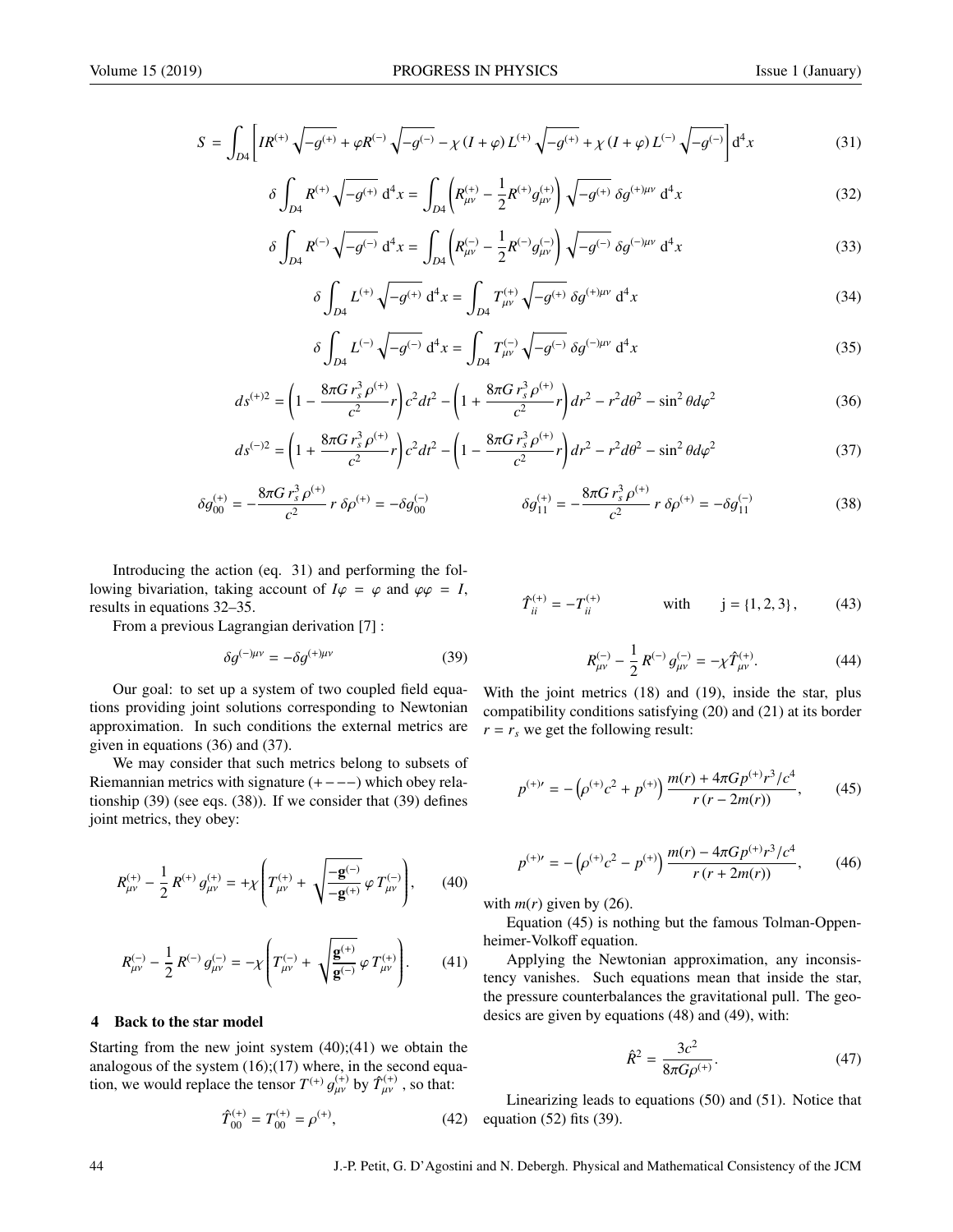$$S = \int_{D4} \left[ I R^{(+)} \sqrt{-g^{(+)}} + \varphi R^{(-)} \sqrt{-g^{(-)}} - \chi \left( I + \varphi \right) L^{(+)} \sqrt{-g^{(+)}} + \chi \left( I + \varphi \right) L^{(-)} \sqrt{-g^{(-)}} \right] \mathrm{d}^4 x \tag{31}$$

$$\delta \int_{D4} R^{(+)} \sqrt{-g^{(+)}} \, \mathrm{d}^4 x = \int_{D4} \left( R^{(+)}_{\mu\nu} - \frac{1}{2} R^{(+)} g^{(+)}_{\mu\nu} \right) \sqrt{-g^{(+)}} \, \delta g^{(+)\mu\nu} \, \mathrm{d}^4 x \tag{32}$$

$$\delta \int_{D4} R^{(-)} \sqrt{-g^{(-)}} \, \mathrm{d}^4 x = \int_{D4} \left( R^{(-)}_{\mu\nu} - \frac{1}{2} R^{(-)} g^{(-)}_{\mu\nu} \right) \sqrt{-g^{(-)}} \, \delta g^{(-)\mu\nu} \, \mathrm{d}^4 x \tag{33}$$

$$\delta \int_{D4} L^{(+)} \sqrt{-g^{(+)}} \, \mathrm{d}^4 x = \int_{D4} T^{(+)}_{\mu\nu} \sqrt{-g^{(+)}} \, \delta g^{(+)\mu\nu} \, \mathrm{d}^4 x \tag{34}$$

$$\delta \int_{D4} L^{(-)} \sqrt{-g^{(-)}} \, \mathrm{d}^4 x = \int_{D4} T^{(-)}_{\mu\nu} \sqrt{-g^{(-)}} \, \delta g^{(-)\mu\nu} \, \mathrm{d}^4 x \tag{35}$$

$$ds^{(+)2} = \left( 1 - \frac{8\pi G \, r_s^3 \, \rho^{(+)}}{c^2} r \right) c^2 dt^2 - \left( 1 + \frac{8\pi G \, r_s^3 \, \rho^{(+)}}{c^2} r \right) dr^2 - r^2 d\theta^2 - \sin^2 \theta d\varphi^2 \tag{36}$$

$$ds^{(-)2} = \left( 1 + \frac{8\pi G \, r_s^3 \, \rho^{(+)}}{c^2} r \right) c^2 dt^2 - \left( 1 - \frac{8\pi G \, r_s^3 \, \rho^{(+)}}{c^2} r \right) dr^2 - r^2 d\theta^2 - \sin^2 \theta d\varphi^2 \tag{37}$$

$$\delta g^{(+)}_{00} = - \frac{8\pi G \, r_s^3 \, \rho^{(+)}}{c^2} \, r \, \delta\rho^{(+)} = -\delta g^{(-)}_{00} \qquad \delta g^{(+)}_{11} = - \frac{8\pi G \, r_s^3 \, \rho^{(+)}}{c^2} \, r \, \delta\rho^{(+)} = -\delta g^{(-)}_{11} \tag{38}$$

Introducing the action (eq. 31) and performing the following bivariation, taking account of $I\varphi = \varphi$ and $\varphi\varphi = I$, results in equations 32–35.

From a previous Lagrangian derivation [7] :

$$\delta g^{(-)\mu\nu} = -\delta g^{(+)\mu\nu} \tag{39}$$

Our goal: to set up a system of two coupled field equations providing joint solutions corresponding to Newtonian approximation. In such conditions the external metrics are given in equations (36) and (37).

We may consider that such metrics belong to subsets of Riemannian metrics with signature $(+---)$ which obey relationship (39) (see eqs. (38)). If we consider that (39) defines joint metrics, they obey:

$$R^{(+)}_{\mu\nu} - \frac{1}{2} R^{(+)} g^{(+)}_{\mu\nu} = +\chi \left( T^{(+)}_{\mu\nu} + \sqrt{\frac{-\mathbf{g}^{(-)}}{-\mathbf{g}^{(+)}}} \, \varphi \, T^{(-)}_{\mu\nu} \right), \tag{40}$$

$$R^{(-)}_{\mu\nu} - \frac{1}{2} R^{(-)} g^{(-)}_{\mu\nu} = -\chi \left( T^{(-)}_{\mu\nu} + \sqrt{\frac{\mathbf{g}^{(+)}}{\mathbf{g}^{(-)}}} \, \varphi \, T^{(+)}_{\mu\nu} \right). \tag{41}$$

## 4 Back to the star model

Starting from the new joint system (40);(41) we obtain the analogous of the system (16);(17) where, in the second equation, we would replace the tensor $T^{(+)} g^{(+)}_{\mu\nu}$ by $\hat{T}^{(+)}_{\mu\nu}$ , so that:

$$\hat{T}^{(+)}_{00} = T^{(+)}_{00} = \rho^{(+)}, \tag{42}$$

$$\hat{T}^{(+)}_{ii} = -T^{(+)}_{ii} \qquad \text{with} \qquad \mathrm{j} = \{1, 2, 3\}, \tag{43}$$

$$R^{(-)}_{\mu\nu} - \frac{1}{2} R^{(-)} g^{(-)}_{\mu\nu} = -\chi \hat{T}^{(+)}_{\mu\nu}. \tag{44}$$

With the joint metrics (18) and (19), inside the star, plus compatibility conditions satisfying (20) and (21) at its border $r = r_s$ we get the following result:

$$p^{(+)\prime} = -\left( \rho^{(+)} c^2 + p^{(+)} \right) \frac{m(r) + 4\pi G p^{(+)} r^3 / c^4}{r \left( r - 2m(r) \right)}, \tag{45}$$

$$p^{(+)\prime} = -\left( \rho^{(+)} c^2 - p^{(+)} \right) \frac{m(r) - 4\pi G p^{(+)} r^3 / c^4}{r \left( r + 2m(r) \right)}, \tag{46}$$

with $m(r)$ given by (26).

Equation (45) is nothing but the famous Tolman-Oppenheimer-Volkoff equation.

Applying the Newtonian approximation, any inconsistency vanishes. Such equations mean that inside the star, the pressure counterbalances the gravitational pull. The geodesics are given by equations (48) and (49), with:

$$\hat{R}^2 = \frac{3c^2}{8\pi G \rho^{(+)}}. \tag{47}$$

Linearizing leads to equations (50) and (51). Notice that equation (52) fits (39).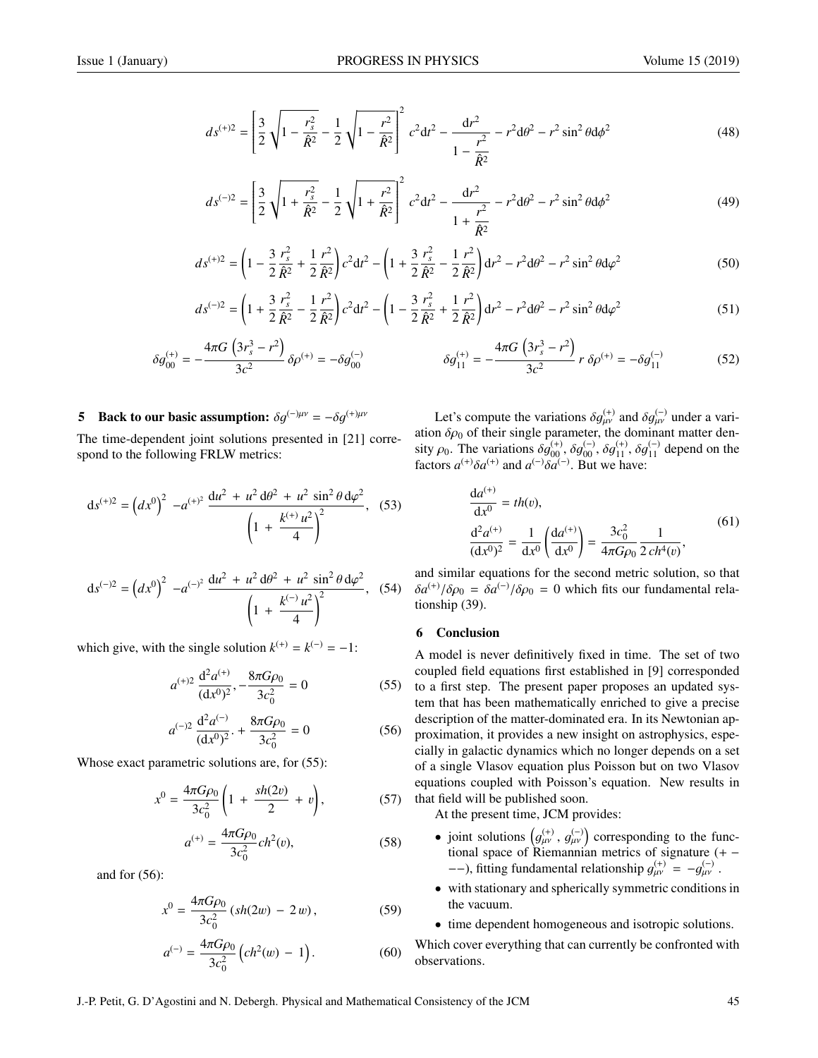$$ds^{(+)2} = \left[ \frac{3}{2} \sqrt{1 - \frac{r_s^2}{\hat{R}^2}} - \frac{1}{2} \sqrt{1 - \frac{r^2}{\hat{R}^2}} \right]^2 c^2 \mathrm{d}t^2 - \frac{\mathrm{d}r^2}{1 - \dfrac{r^2}{\hat{R}^2}} - r^2 \mathrm{d}\theta^2 - r^2 \sin^2 \theta \mathrm{d}\phi^2 \tag{48}$$

$$ds^{(-)2} = \left[ \frac{3}{2} \sqrt{1 + \frac{r_s^2}{\hat{R}^2}} - \frac{1}{2} \sqrt{1 + \frac{r^2}{\hat{R}^2}} \right]^2 c^2 \mathrm{d}t^2 - \frac{\mathrm{d}r^2}{1 + \dfrac{r^2}{\hat{R}^2}} - r^2 \mathrm{d}\theta^2 - r^2 \sin^2 \theta \mathrm{d}\phi^2 \tag{49}$$

$$ds^{(+)2} = \left( 1 - \frac{3}{2} \frac{r_s^2}{\hat{R}^2} + \frac{1}{2} \frac{r^2}{\hat{R}^2} \right) c^2 \mathrm{d}t^2 - \left( 1 + \frac{3}{2} \frac{r_s^2}{\hat{R}^2} - \frac{1}{2} \frac{r^2}{\hat{R}^2} \right) \mathrm{d}r^2 - r^2 \mathrm{d}\theta^2 - r^2 \sin^2 \theta \mathrm{d}\varphi^2 \tag{50}$$

$$ds^{(-)2} = \left( 1 + \frac{3}{2} \frac{r_s^2}{\hat{R}^2} - \frac{1}{2} \frac{r^2}{\hat{R}^2} \right) c^2 \mathrm{d}t^2 - \left( 1 - \frac{3}{2} \frac{r_s^2}{\hat{R}^2} + \frac{1}{2} \frac{r^2}{\hat{R}^2} \right) \mathrm{d}r^2 - r^2 \mathrm{d}\theta^2 - r^2 \sin^2 \theta \mathrm{d}\varphi^2 \tag{51}$$

$$\delta g_{00}^{(+)} = -\frac{4\pi G \left( 3r_s^3 - r^2 \right)}{3c^2} \, \delta\rho^{(+)} = -\delta g_{00}^{(-)} \qquad \delta g_{11}^{(+)} = -\frac{4\pi G \left( 3r_s^3 - r^2 \right)}{3c^2} \, r \, \delta\rho^{(+)} = -\delta g_{11}^{(-)} \tag{52}$$

## 5 Back to our basic assumption: $\delta g^{(-)\mu\nu} = -\delta g^{(+)\mu\nu}$

The time-dependent joint solutions presented in [21] correspond to the following FRLW metrics:

$$\mathrm{d}s^{(+)2} = \left(dx^0\right)^2 \; - a^{(+)^2} \, \frac{\mathrm{d}u^2 \, + \, u^2 \, \mathrm{d}\theta^2 \, + \, u^2 \, \sin^2 \theta \, \mathrm{d}\varphi^2}{\left( 1 \, + \, \dfrac{k^{(+)} \, u^2}{4} \right)^2}, \tag{53}$$

$$\mathrm{d}s^{(-)2} = \left(dx^0\right)^2 \; - a^{(-)^2} \, \frac{\mathrm{d}u^2 \, + \, u^2 \, \mathrm{d}\theta^2 \, + \, u^2 \, \sin^2 \theta \, \mathrm{d}\varphi^2}{\left( 1 \, + \, \dfrac{k^{(-)} \, u^2}{4} \right)^2}, \tag{54}$$

which give, with the single solution $k^{(+)} = k^{(-)} = -1$:

$$a^{(+)2} \, \frac{\mathrm{d}^2 a^{(+)}}{(\mathrm{d}x^0)^2}, -\frac{8\pi G \rho_0}{3c_0^2} = 0 \tag{55}$$

$$a^{(-)2} \, \frac{\mathrm{d}^2 a^{(-)}}{(\mathrm{d}x^0)^2}. + \frac{8\pi G \rho_0}{3c_0^2} = 0 \tag{56}$$

Whose exact parametric solutions are, for (55):

$$x^0 = \frac{4\pi G \rho_0}{3c_0^2} \left( 1 \, + \, \frac{sh(2v)}{2} \, + \, v \right), \tag{57}$$

$$a^{(+)} = \frac{4\pi G \rho_0}{3c_0^2} ch^2(v), \tag{58}$$

and for (56):

$$x^0 = \frac{4\pi G \rho_0}{3c_0^2} \left( sh(2w) \, - \, 2\, w \right), \tag{59}$$

$$a^{(-)} = \frac{4\pi G \rho_0}{3c_0^2} \left( ch^2(w) \, - \, 1 \right). \tag{60}$$

Let's compute the variations $\delta g_{\mu\nu}^{(+)}$ and $\delta g_{\mu\nu}^{(-)}$ under a variation $\delta\rho_0$ of their single parameter, the dominant matter density $\rho_0$. The variations $\delta g_{00}^{(+)}, \delta g_{00}^{(-)}, \delta g_{11}^{(+)}, \delta g_{11}^{(-)}$ depend on the factors $a^{(+)}\delta a^{(+)}$ and $a^{(-)}\delta a^{(-)}$. But we have:

$$\begin{aligned} \frac{\mathrm{d}a^{(+)}}{\mathrm{d}x^0} &= th(v), \\ \frac{\mathrm{d}^2 a^{(+)}}{(\mathrm{d}x^0)^2} &= \frac{1}{\mathrm{d}x^0} \left( \frac{\mathrm{d}a^{(+)}}{\mathrm{d}x^0} \right) = \frac{3c_0^2}{4\pi G \rho_0} \frac{1}{2\, ch^4(v)}, \end{aligned} \tag{61}$$

and similar equations for the second metric solution, so that $\delta a^{(+)}/\delta\rho_0 = \delta a^{(-)}/\delta\rho_0 = 0$ which fits our fundamental relationship (39).

## 6 Conclusion

A model is never definitively fixed in time. The set of two coupled field equations first established in [9] corresponded to a first step. The present paper proposes an updated system that has been mathematically enriched to give a precise description of the matter-dominated era. In its Newtonian approximation, it provides a new insight on astrophysics, especially in galactic dynamics which no longer depends on a set of a single Vlasov equation plus Poisson but on two Vlasov equations coupled with Poisson's equation. New results in that field will be published soon.

At the present time, JCM provides:

- joint solutions $\left( g_{\mu\nu}^{(+)}, \, g_{\mu\nu}^{(-)} \right)$ corresponding to the functional space of Riemannian metrics of signature $(+ - - -)$, fitting fundamental relationship $g_{\mu\nu}^{(+)} = -g_{\mu\nu}^{(-)}$.
- with stationary and spherically symmetric conditions in the vacuum.
- time dependent homogeneous and isotropic solutions.

Which cover everything that can currently be confronted with observations.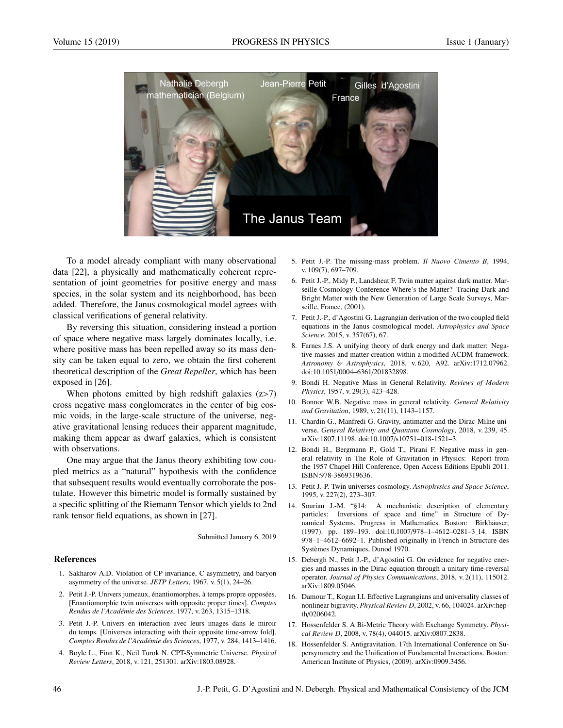To a model already compliant with many observational data [22], a physically and mathematically coherent representation of joint geometries for positive energy and mass species, in the solar system and its neighborhood, has been added. Therefore, the Janus cosmological model agrees with classical verifications of general relativity.

By reversing this situation, considering instead a portion of space where negative mass largely dominates locally, i.e. where positive mass has been repelled away so its mass density can be taken equal to zero, we obtain the first coherent theoretical description of the *Great Repeller*, which has been exposed in [26].

When photons emitted by high redshift galaxies ($z>7$) cross negative mass conglomerates in the center of big cosmic voids, in the large-scale structure of the universe, negative gravitational lensing reduces their apparent magnitude, making them appear as dwarf galaxies, which is consistent with observations.

One may argue that the Janus theory exhibiting tow coupled metrics as a "natural" hypothesis with the confidence that subsequent results would eventually corroborate the postulate. However this bimetric model is formally sustained by a specific splitting of the Riemann Tensor which yields to 2nd rank tensor field equations, as shown in [27].

Submitted January 6, 2019

### References

1. Sakharov A.D. Violation of CP invariance, C asymmetry, and baryon asymmetry of the universe. *JETP Letters*, 1967, v. 5(1), 24–26.
2. Petit J.-P. Univers jumeaux, énantiomorphes, à temps propre opposées. [Enantiomorphic twin universes with opposite proper times]. *Comptes Rendus de l'Académie des Sciences*, 1977, v. 263, 1315–1318.
3. Petit J.-P. Univers en interaction avec leurs images dans le miroir du temps. [Universes interacting with their opposite time-arrow fold]. *Comptes Rendus de l'Académie des Sciences*, 1977, v. 284, 1413–1416.
4. Boyle L., Finn K., Neil Turok N. CPT-Symmetric Universe. *Physical Review Letters*, 2018, v. 121, 251301. arXiv:1803.08928.
5. Petit J.-P. The missing-mass problem. *Il Nuovo Cimento B*, 1994, v. 109(7), 697–709.
6. Petit J.-P., Midy P., Landsheat F. Twin matter against dark matter. Marseille Cosmology Conference Where's the Matter? Tracing Dark and Bright Matter with the New Generation of Large Scale Surveys, Marseille, France, (2001).
7. Petit J.-P., d'Agostini G. Lagrangian derivation of the two coupled field equations in the Janus cosmological model. *Astrophysics and Space Science*, 2015, v. 357(67), 67.
8. Farnes J.S. A unifying theory of dark energy and dark matter: Negative masses and matter creation within a modified ΛCDM framework. *Astronomy & Astrophysics*, 2018, v. 620, A92. arXiv:1712.07962. doi:10.1051/0004–6361/201832898.
9. Bondi H. Negative Mass in General Relativity. *Reviews of Modern Physics*, 1957, v. 29(3), 423–428.
10. Bonnor W.B. Negative mass in general relativity. *General Relativity and Gravitation*, 1989, v. 21(11), 1143–1157.
11. Chardin G., Manfredi G. Gravity, antimatter and the Dirac-Milne universe. *General Relativity and Quantum Cosmology*, 2018, v. 239, 45. arXiv:1807.11198. doi:10.1007/s10751–018-1521–3.
12. Bondi H., Bergmann P., Gold T., Pirani F. Negative mass in general relativity in The Role of Gravitation in Physics: Report from the 1957 Chapel Hill Conference, Open Access Editions Epubli 2011. ISBN:978-3869319636.
13. Petit J.-P. Twin universes cosmology. *Astrophysics and Space Science*, 1995, v. 227(2), 273–307.
14. Souriau J.-M. "§14: A mechanistic description of elementary particles: Inversions of space and time" in Structure of Dynamical Systems. Progress in Mathematics. Boston: Birkhäuser, (1997). pp. 189–193. doi:10.1007/978–1–4612–0281–3_14. ISBN 978–1–4612–6692–1. Published originally in French in Structure des Systèmes Dynamiques, Dunod 1970.
15. Debergh N., Petit J.-P., d'Agostini G. On evidence for negative energies and masses in the Dirac equation through a unitary time-reversal operator. *Journal of Physics Communications*, 2018, v. 2(11), 115012. arXiv:1809.05046.
16. Damour T., Kogan I.I. Effective Lagrangians and universality classes of nonlinear bigravity. *Physical Review D*, 2002, v. 66, 104024. arXiv:hep-th/0206042.
17. Hossenfelder S. A Bi-Metric Theory with Exchange Symmetry. *Physical Review D*, 2008, v. 78(4), 044015. arXiv:0807.2838.
18. Hossenfelder S. Antigravitation. 17th International Conference on Supersymmetry and the Unification of Fundamental Interactions. Boston: American Institute of Physics, (2009). arXiv:0909.3456.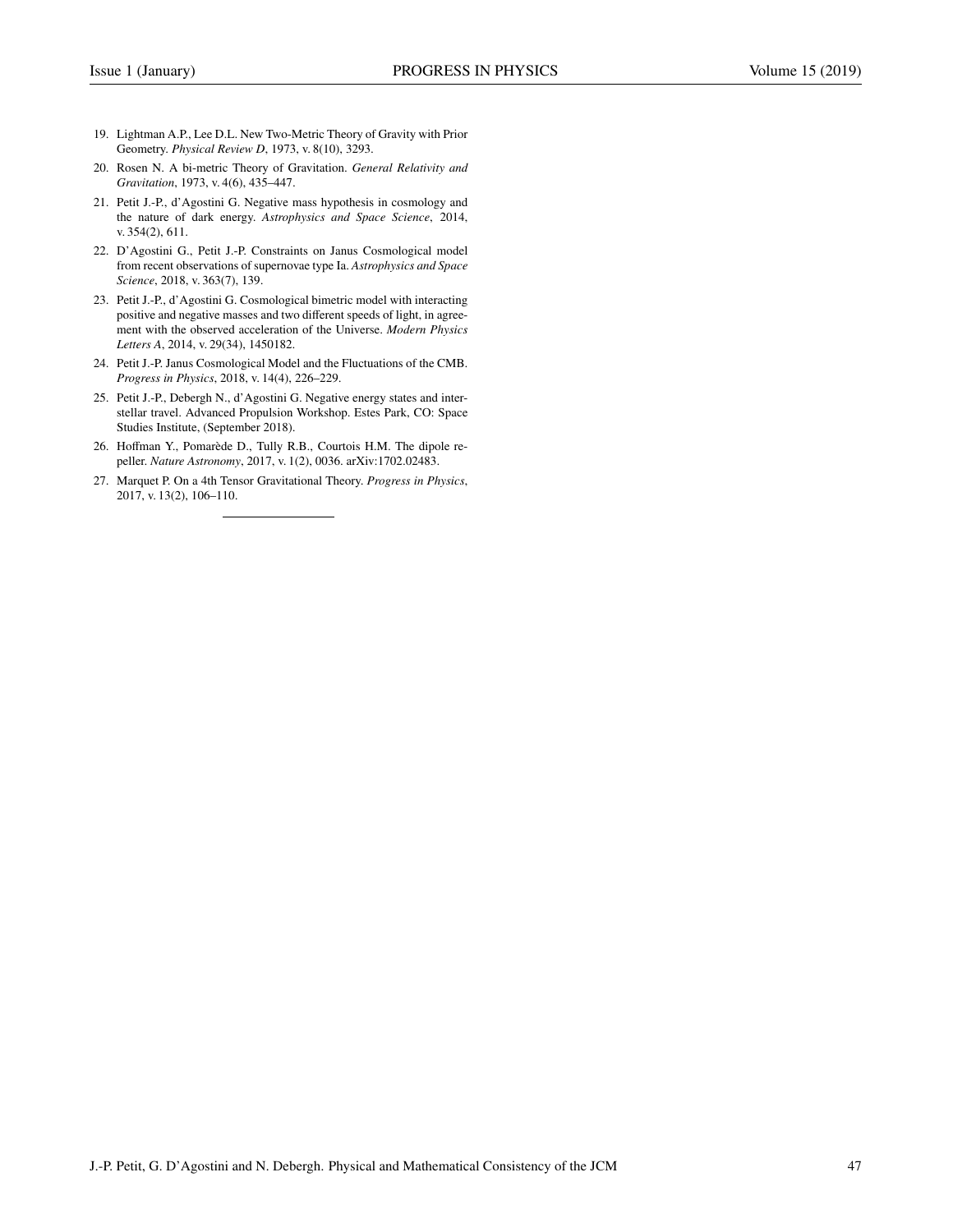19. Lightman A.P., Lee D.L. New Two-Metric Theory of Gravity with Prior Geometry. *Physical Review D*, 1973, v. 8(10), 3293.
20. Rosen N. A bi-metric Theory of Gravitation. *General Relativity and Gravitation*, 1973, v. 4(6), 435–447.
21. Petit J.-P., d'Agostini G. Negative mass hypothesis in cosmology and the nature of dark energy. *Astrophysics and Space Science*, 2014, v. 354(2), 611.
22. D'Agostini G., Petit J.-P. Constraints on Janus Cosmological model from recent observations of supernovae type Ia. *Astrophysics and Space Science*, 2018, v. 363(7), 139.
23. Petit J.-P., d'Agostini G. Cosmological bimetric model with interacting positive and negative masses and two different speeds of light, in agreement with the observed acceleration of the Universe. *Modern Physics Letters A*, 2014, v. 29(34), 1450182.
24. Petit J.-P. Janus Cosmological Model and the Fluctuations of the CMB. *Progress in Physics*, 2018, v. 14(4), 226–229.
25. Petit J.-P., Debergh N., d'Agostini G. Negative energy states and interstellar travel. Advanced Propulsion Workshop. Estes Park, CO: Space Studies Institute, (September 2018).
26. Hoffman Y., Pomarède D., Tully R.B., Courtois H.M. The dipole repeller. *Nature Astronomy*, 2017, v. 1(2), 0036. arXiv:1702.02483.
27. Marquet P. On a 4th Tensor Gravitational Theory. *Progress in Physics*, 2017, v. 13(2), 106–110.